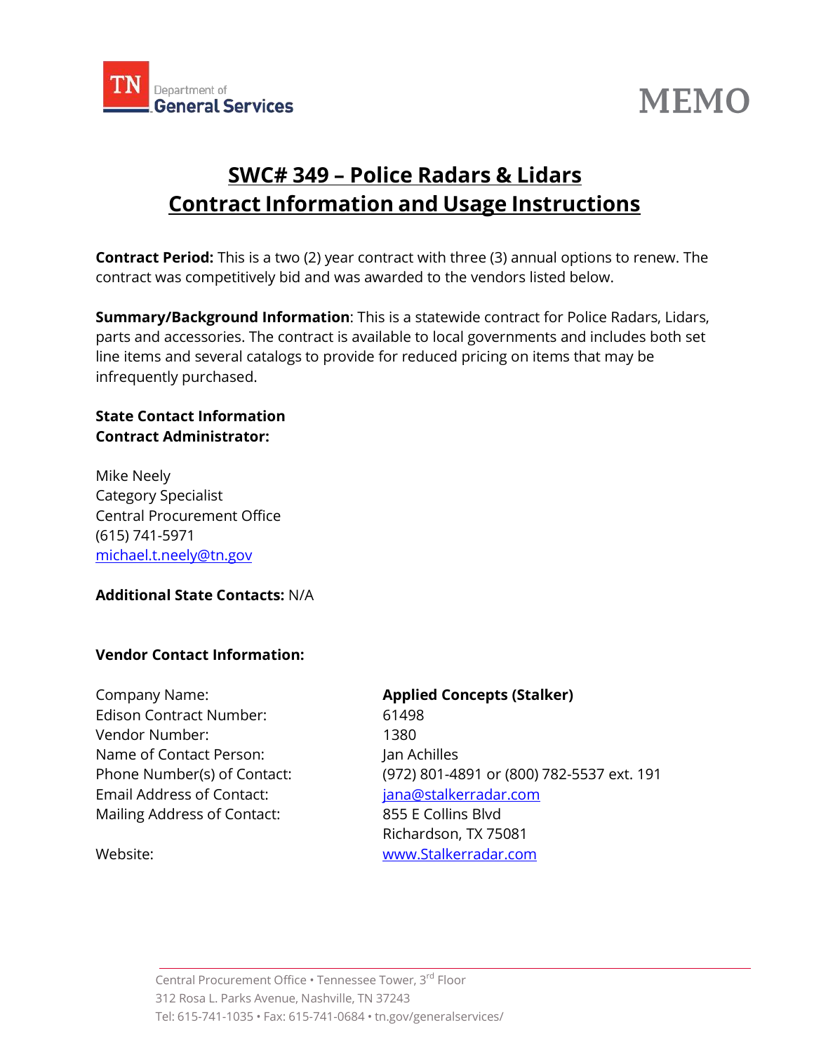TN Department of General Services

# MEMO

## SWC# 349 – Police Radars & Lidars
## Contract Information and Usage Instructions

**Contract Period:** This is a two (2) year contract with three (3) annual options to renew. The contract was competitively bid and was awarded to the vendors listed below.

**Summary/Background Information**: This is a statewide contract for Police Radars, Lidars, parts and accessories. The contract is available to local governments and includes both set line items and several catalogs to provide for reduced pricing on items that may be infrequently purchased.

**State Contact Information**
**Contract Administrator:**

Mike Neely
Category Specialist
Central Procurement Office
(615) 741-5971
michael.t.neely@tn.gov

**Additional State Contacts:** N/A

**Vendor Contact Information:**

| | |
|---|---|
| Company Name: | **Applied Concepts (Stalker)** |
| Edison Contract Number: | 61498 |
| Vendor Number: | 1380 |
| Name of Contact Person: | Jan Achilles |
| Phone Number(s) of Contact: | (972) 801-4891 or (800) 782-5537 ext. 191 |
| Email Address of Contact: | jana@stalkerradar.com |
| Mailing Address of Contact: | 855 E Collins Blvd<br>Richardson, TX 75081 |
| Website: | www.Stalkerradar.com |

Central Procurement Office • Tennessee Tower, 3rd Floor
312 Rosa L. Parks Avenue, Nashville, TN 37243
Tel: 615-741-1035 • Fax: 615-741-0684 • tn.gov/generalservices/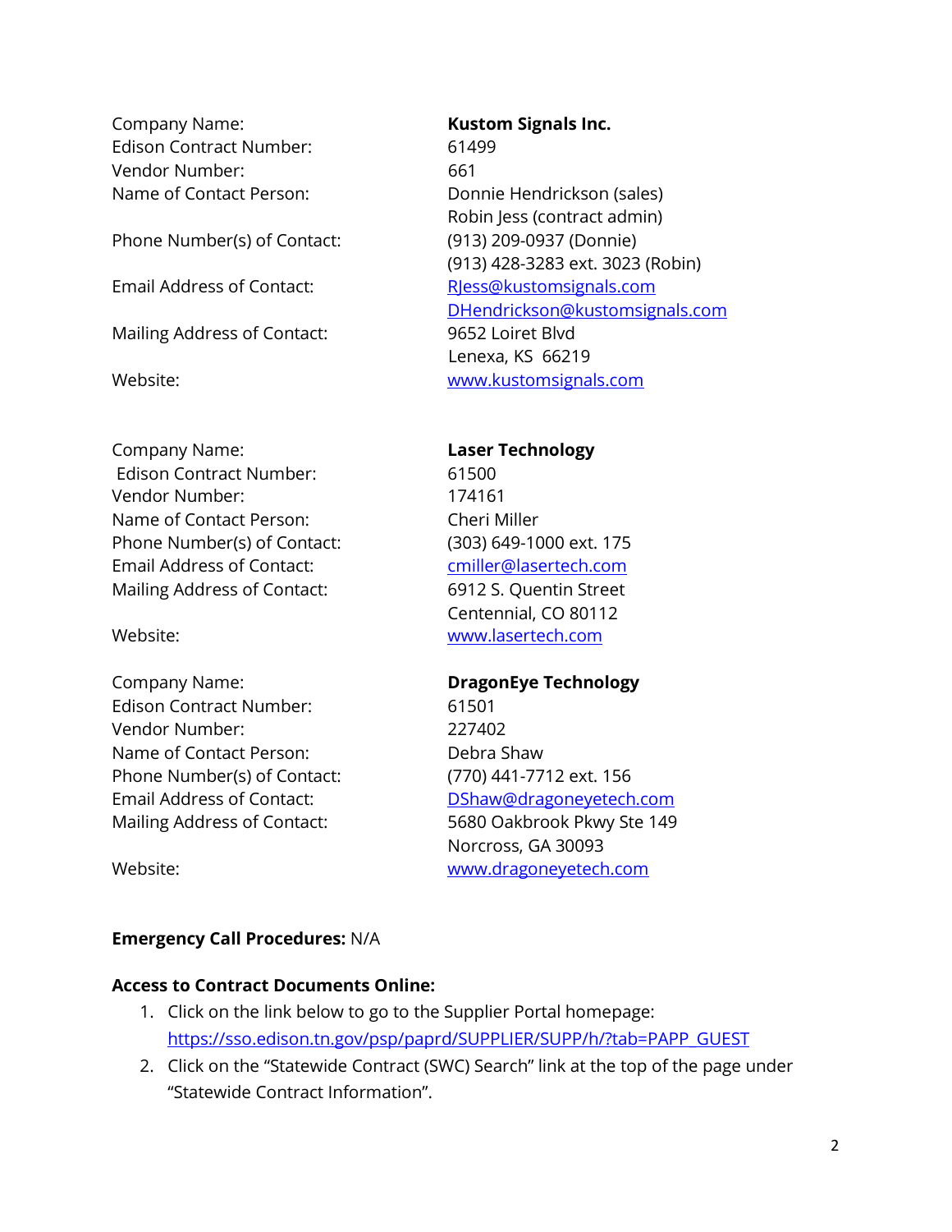Company Name: **Kustom Signals Inc.**
Edison Contract Number: 61499
Vendor Number: 661
Name of Contact Person: Donnie Hendrickson (sales)
Robin Jess (contract admin)
Phone Number(s) of Contact: (913) 209-0937 (Donnie)
(913) 428-3283 ext. 3023 (Robin)
Email Address of Contact: RJess@kustomsignals.com
DHendrickson@kustomsignals.com
Mailing Address of Contact: 9652 Loiret Blvd
Lenexa, KS 66219
Website: www.kustomsignals.com

Company Name: **Laser Technology**
Edison Contract Number: 61500
Vendor Number: 174161
Name of Contact Person: Cheri Miller
Phone Number(s) of Contact: (303) 649-1000 ext. 175
Email Address of Contact: cmiller@lasertech.com
Mailing Address of Contact: 6912 S. Quentin Street
Centennial, CO 80112
Website: www.lasertech.com

Company Name: **DragonEye Technology**
Edison Contract Number: 61501
Vendor Number: 227402
Name of Contact Person: Debra Shaw
Phone Number(s) of Contact: (770) 441-7712 ext. 156
Email Address of Contact: DShaw@dragoneyetech.com
Mailing Address of Contact: 5680 Oakbrook Pkwy Ste 149
Norcross, GA 30093
Website: www.dragoneyetech.com

**Emergency Call Procedures:** N/A

**Access to Contract Documents Online:**

1. Click on the link below to go to the Supplier Portal homepage:
   https://sso.edison.tn.gov/psp/paprd/SUPPLIER/SUPP/h/?tab=PAPP_GUEST
2. Click on the "Statewide Contract (SWC) Search" link at the top of the page under "Statewide Contract Information".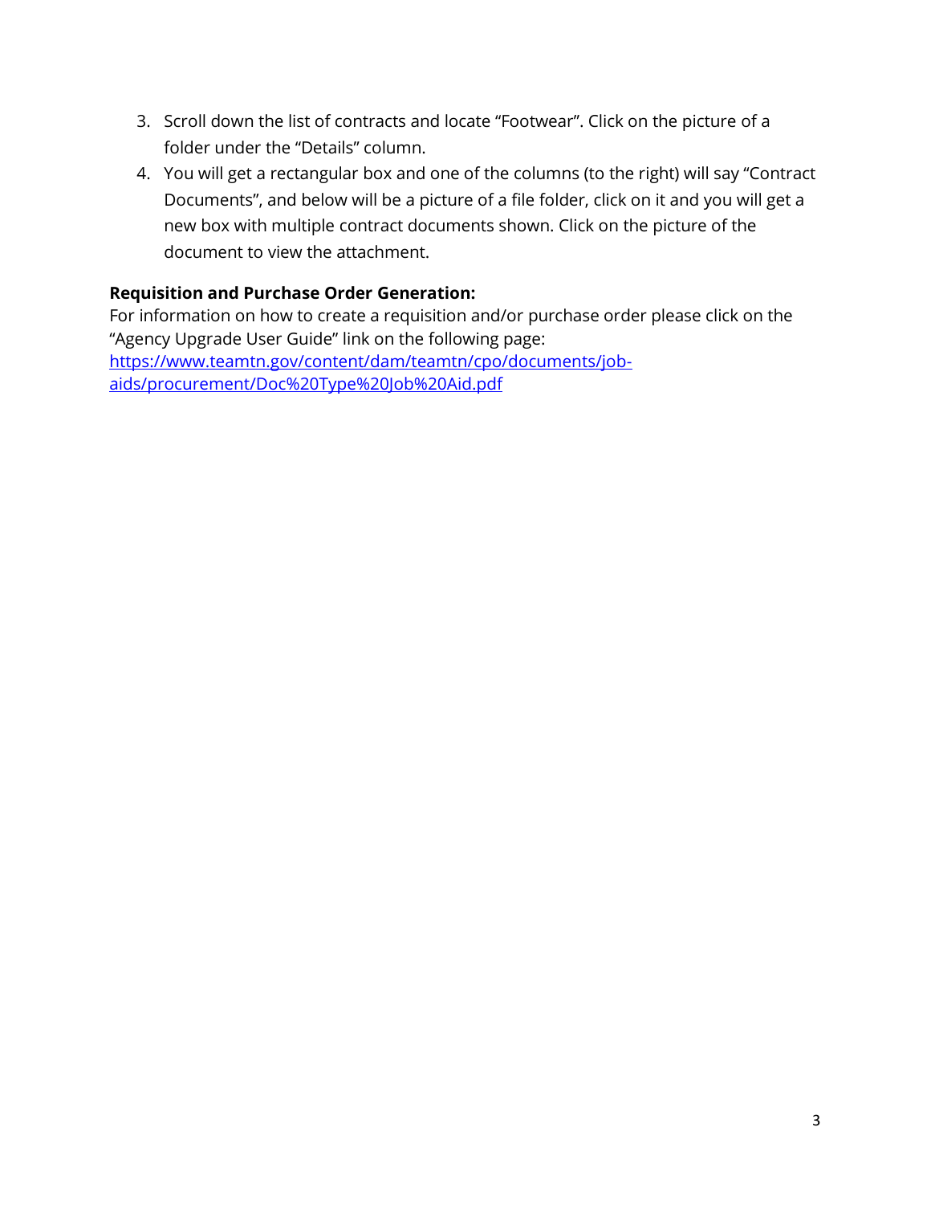3. Scroll down the list of contracts and locate “Footwear”. Click on the picture of a folder under the “Details” column.
4. You will get a rectangular box and one of the columns (to the right) will say “Contract Documents”, and below will be a picture of a file folder, click on it and you will get a new box with multiple contract documents shown. Click on the picture of the document to view the attachment.

**Requisition and Purchase Order Generation:**

For information on how to create a requisition and/or purchase order please click on the “Agency Upgrade User Guide” link on the following page:
https://www.teamtn.gov/content/dam/teamtn/cpo/documents/job-aids/procurement/Doc%20Type%20Job%20Aid.pdf